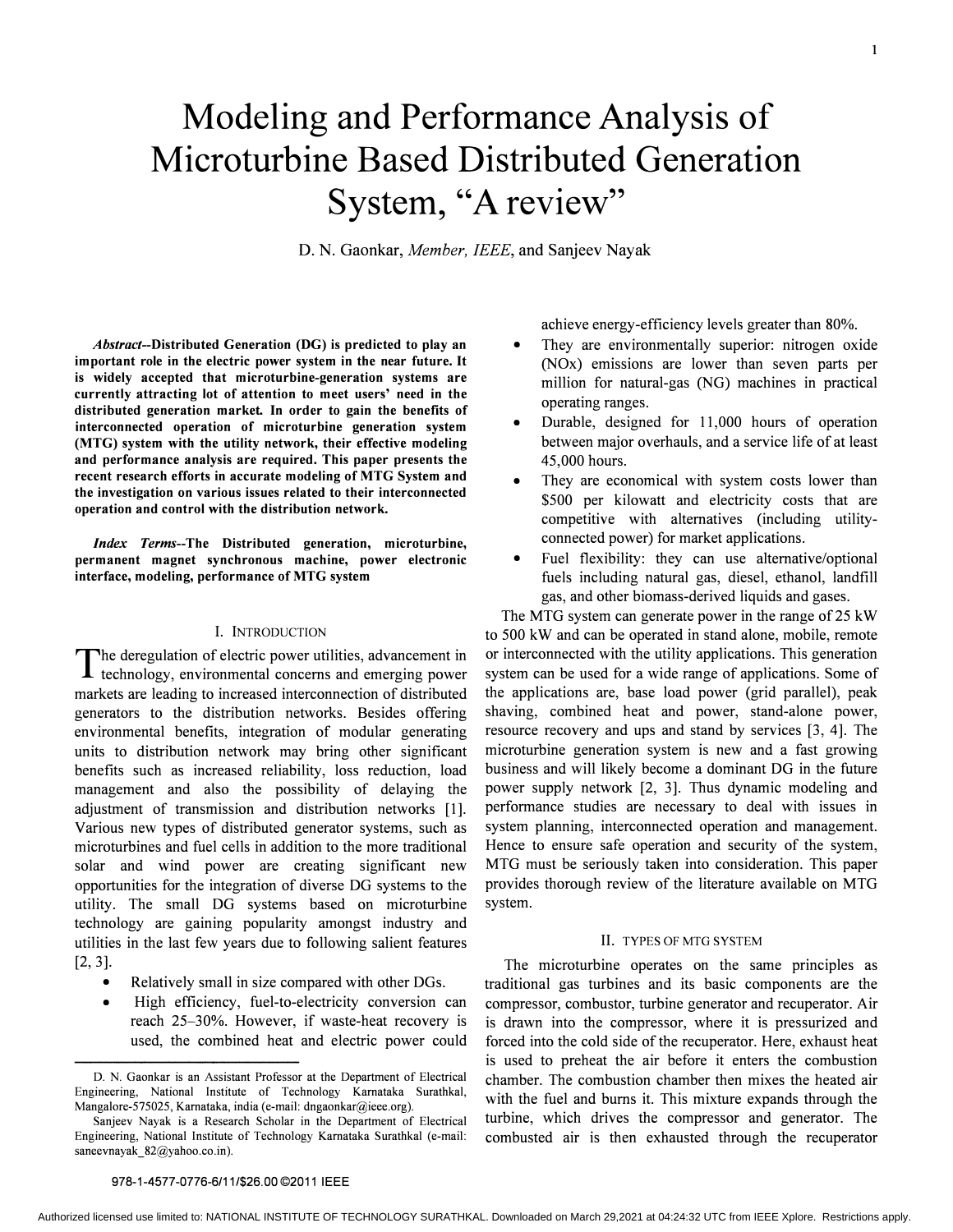# Modeling and Performance Analysis of Microturbine Based Distributed Generation System, "A review"

D. N. Gaonkar, *Member, IEEE*, and Sanjeev Nayak

***Abstract*--Distributed Generation (DG) is predicted to play an important role in the electric power system in the near future. It is widely accepted that microturbine-generation systems are currently attracting lot of attention to meet users' need in the distributed generation market. In order to gain the benefits of interconnected operation of microturbine generation system (MTG) system with the utility network, their effective modeling and performance analysis are required. This paper presents the recent research efforts in accurate modeling of MTG System and the investigation on various issues related to their interconnected operation and control with the distribution network.**

***Index Terms*--The Distributed generation, microturbine, permanent magnet synchronous machine, power electronic interface, modeling, performance of MTG system**

## I. Introduction

The deregulation of electric power utilities, advancement in technology, environmental concerns and emerging power markets are leading to increased interconnection of distributed generators to the distribution networks. Besides offering environmental benefits, integration of modular generating units to distribution network may bring other significant benefits such as increased reliability, loss reduction, load management and also the possibility of delaying the adjustment of transmission and distribution networks [1]. Various new types of distributed generator systems, such as microturbines and fuel cells in addition to the more traditional solar and wind power are creating significant new opportunities for the integration of diverse DG systems to the utility. The small DG systems based on microturbine technology are gaining popularity amongst industry and utilities in the last few years due to following salient features [2, 3].

- Relatively small in size compared with other DGs.
- High efficiency, fuel-to-electricity conversion can reach 25–30%. However, if waste-heat recovery is used, the combined heat and electric power could achieve energy-efficiency levels greater than 80%.
- They are environmentally superior: nitrogen oxide (NOx) emissions are lower than seven parts per million for natural-gas (NG) machines in practical operating ranges.
- Durable, designed for 11,000 hours of operation between major overhauls, and a service life of at least 45,000 hours.
- They are economical with system costs lower than $500 per kilowatt and electricity costs that are competitive with alternatives (including utility-connected power) for market applications.
- Fuel flexibility: they can use alternative/optional fuels including natural gas, diesel, ethanol, landfill gas, and other biomass-derived liquids and gases.

The MTG system can generate power in the range of 25 kW to 500 kW and can be operated in stand alone, mobile, remote or interconnected with the utility applications. This generation system can be used for a wide range of applications. Some of the applications are, base load power (grid parallel), peak shaving, combined heat and power, stand-alone power, resource recovery and ups and stand by services [3, 4]. The microturbine generation system is new and a fast growing business and will likely become a dominant DG in the future power supply network [2, 3]. Thus dynamic modeling and performance studies are necessary to deal with issues in system planning, interconnected operation and management. Hence to ensure safe operation and security of the system, MTG must be seriously taken into consideration. This paper provides thorough review of the literature available on MTG system.

## II. Types of MTG System

The microturbine operates on the same principles as traditional gas turbines and its basic components are the compressor, combustor, turbine generator and recuperator. Air is drawn into the compressor, where it is pressurized and forced into the cold side of the recuperator. Here, exhaust heat is used to preheat the air before it enters the combustion chamber. The combustion chamber then mixes the heated air with the fuel and burns it. This mixture expands through the turbine, which drives the compressor and generator. The combusted air is then exhausted through the recuperator

---

D. N. Gaonkar is an Assistant Professor at the Department of Electrical Engineering, National Institute of Technology Karnataka Surathkal, Mangalore-575025, Karnataka, india (e-mail: dngaonkar@ieee.org).

Sanjeev Nayak is a Research Scholar in the Department of Electrical Engineering, National Institute of Technology Karnataka Surathkal (e-mail: saneevnayak_82@yahoo.co.in).

978-1-4577-0776-6/11/$26.00 ©2011 IEEE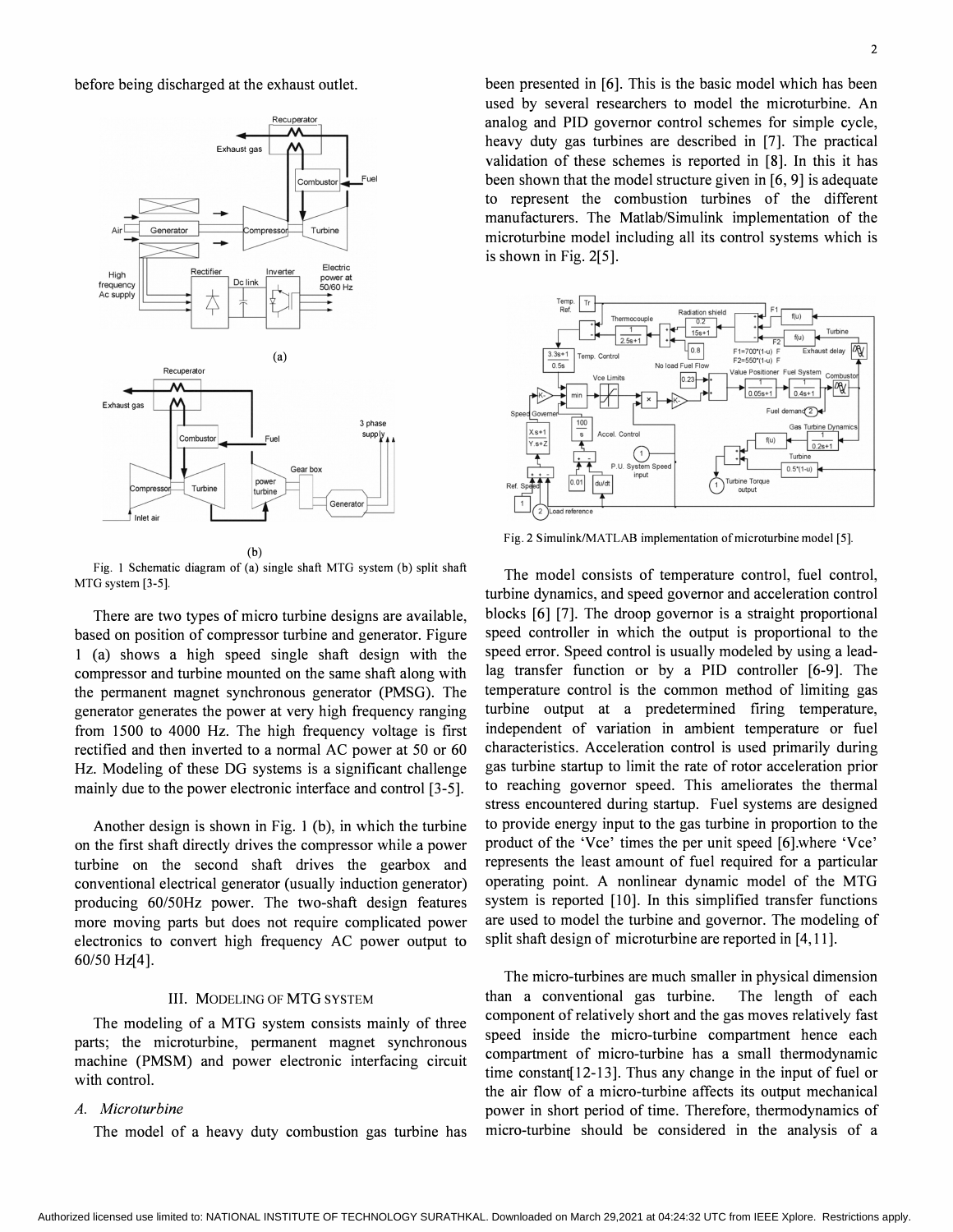before being discharged at the exhaust outlet.

Fig. 1 Schematic diagram of (a) single shaft MTG system (b) split shaft MTG system [3-5].

There are two types of micro turbine designs are available, based on position of compressor turbine and generator. Figure 1 (a) shows a high speed single shaft design with the compressor and turbine mounted on the same shaft along with the permanent magnet synchronous generator (PMSG). The generator generates the power at very high frequency ranging from 1500 to 4000 Hz. The high frequency voltage is first rectified and then inverted to a normal AC power at 50 or 60 Hz. Modeling of these DG systems is a significant challenge mainly due to the power electronic interface and control [3-5].

Another design is shown in Fig. 1 (b), in which the turbine on the first shaft directly drives the compressor while a power turbine on the second shaft drives the gearbox and conventional electrical generator (usually induction generator) producing 60/50Hz power. The two-shaft design features more moving parts but does not require complicated power electronics to convert high frequency AC power output to 60/50 Hz[4].

## III. Modeling of MTG System

The modeling of a MTG system consists mainly of three parts; the microturbine, permanent magnet synchronous machine (PMSM) and power electronic interfacing circuit with control.

### A. *Microturbine*

The model of a heavy duty combustion gas turbine has been presented in [6]. This is the basic model which has been used by several researchers to model the microturbine. An analog and PID governor control schemes for simple cycle, heavy duty gas turbines are described in [7]. The practical validation of these schemes is reported in [8]. In this it has been shown that the model structure given in [6, 9] is adequate to represent the combustion turbines of the different manufacturers. The Matlab/Simulink implementation of the microturbine model including all its control systems which is is shown in Fig. 2[5].

Fig. 2 Simulink/MATLAB implementation of microturbine model [5].

The model consists of temperature control, fuel control, turbine dynamics, and speed governor and acceleration control blocks [6] [7]. The droop governor is a straight proportional speed controller in which the output is proportional to the speed error. Speed control is usually modeled by using a lead-lag transfer function or by a PID controller [6-9]. The temperature control is the common method of limiting gas turbine output at a predetermined firing temperature, independent of variation in ambient temperature or fuel characteristics. Acceleration control is used primarily during gas turbine startup to limit the rate of rotor acceleration prior to reaching governor speed. This ameliorates the thermal stress encountered during startup. Fuel systems are designed to provide energy input to the gas turbine in proportion to the product of the 'Vce' times the per unit speed [6].where 'Vce' represents the least amount of fuel required for a particular operating point. A nonlinear dynamic model of the MTG system is reported [10]. In this simplified transfer functions are used to model the turbine and governor. The modeling of split shaft design of microturbine are reported in [4,11].

The micro-turbines are much smaller in physical dimension than a conventional gas turbine. The length of each component of relatively short and the gas moves relatively fast speed inside the micro-turbine compartment hence each compartment of micro-turbine has a small thermodynamic time constant[12-13]. Thus any change in the input of fuel or the air flow of a micro-turbine affects its output mechanical power in short period of time. Therefore, thermodynamics of micro-turbine should be considered in the analysis of a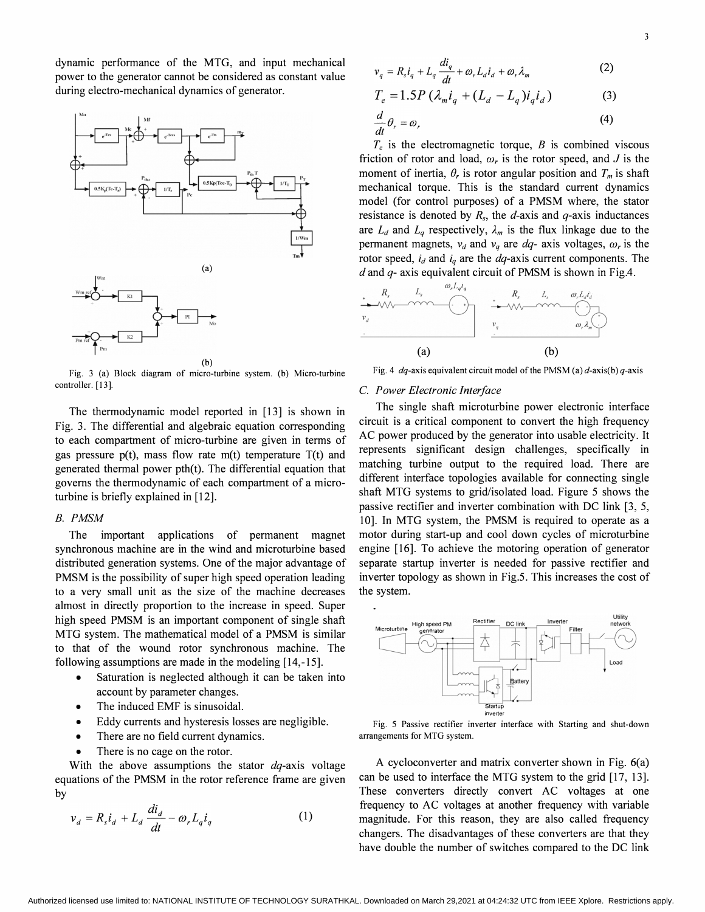dynamic performance of the MTG, and input mechanical power to the generator cannot be considered as constant value during electro-mechanical dynamics of generator.

Fig. 3 (a) Block diagram of micro-turbine system. (b) Micro-turbine controller. [13].

The thermodynamic model reported in [13] is shown in Fig. 3. The differential and algebraic equation corresponding to each compartment of micro-turbine are given in terms of gas pressure p(t), mass flow rate m(t) temperature T(t) and generated thermal power pth(t). The differential equation that governs the thermodynamic of each compartment of a micro-turbine is briefly explained in [12].

### B. PMSM

The important applications of permanent magnet synchronous machine are in the wind and microturbine based distributed generation systems. One of the major advantage of PMSM is the possibility of super high speed operation leading to a very small unit as the size of the machine decreases almost in directly proportion to the increase in speed. Super high speed PMSM is an important component of single shaft MTG system. The mathematical model of a PMSM is similar to that of the wound rotor synchronous machine. The following assumptions are made in the modeling [14-15].

- Saturation is neglected although it can be taken into account by parameter changes.
- The induced EMF is sinusoidal.
- Eddy currents and hysteresis losses are negligible.
- There are no field current dynamics.
- There is no cage on the rotor.

With the above assumptions the stator *dq*-axis voltage equations of the PMSM in the rotor reference frame are given by

$$v_d = R_s i_d + L_d \frac{di_d}{dt} - \omega_r L_q i_q \quad (1)$$

$$v_q = R_s i_q + L_q \frac{di_q}{dt} + \omega_r L_d i_d + \omega_r \lambda_m \quad (2)$$

$$T_e = 1.5P\,(\lambda_m i_q + (L_d - L_q) i_q i_d) \quad (3)$$

$$\frac{d}{dt}\theta_r = \omega_r \quad (4)$$

$T_e$ is the electromagnetic torque, $B$ is combined viscous friction of rotor and load, $\omega_r$ is the rotor speed, and $J$ is the moment of inertia, $\theta_r$ is rotor angular position and $T_m$ is shaft mechanical torque. This is the standard current dynamics model (for control purposes) of a PMSM where, the stator resistance is denoted by $R_s$, the $d$-axis and $q$-axis inductances are $L_d$ and $L_q$ respectively, $\lambda_m$ is the flux linkage due to the permanent magnets, $v_d$ and $v_q$ are $dq$- axis voltages, $\omega_r$ is the rotor speed, $i_d$ and $i_q$ are the $dq$-axis current components. The $d$ and $q$- axis equivalent circuit of PMSM is shown in Fig.4.

Fig. 4 *dq*-axis equivalent circuit model of the PMSM (a) *d*-axis(b) *q*-axis

### C. Power Electronic Interface

The single shaft microturbine power electronic interface circuit is a critical component to convert the high frequency AC power produced by the generator into usable electricity. It represents significant design challenges, specifically in matching turbine output to the required load. There are different interface topologies available for connecting single shaft MTG systems to grid/isolated load. Figure 5 shows the passive rectifier and inverter combination with DC link [3, 5, 10]. In MTG system, the PMSM is required to operate as a motor during start-up and cool down cycles of microturbine engine [16]. To achieve the motoring operation of generator separate startup inverter is needed for passive rectifier and inverter topology as shown in Fig.5. This increases the cost of the system.

Fig. 5 Passive rectifier inverter interface with Starting and shut-down arrangements for MTG system.

A cycloconverter and matrix converter shown in Fig. 6(a) can be used to interface the MTG system to the grid [17, 13]. These converters directly convert AC voltages at one frequency to AC voltages at another frequency with variable magnitude. For this reason, they are also called frequency changers. The disadvantages of these converters are that they have double the number of switches compared to the DC link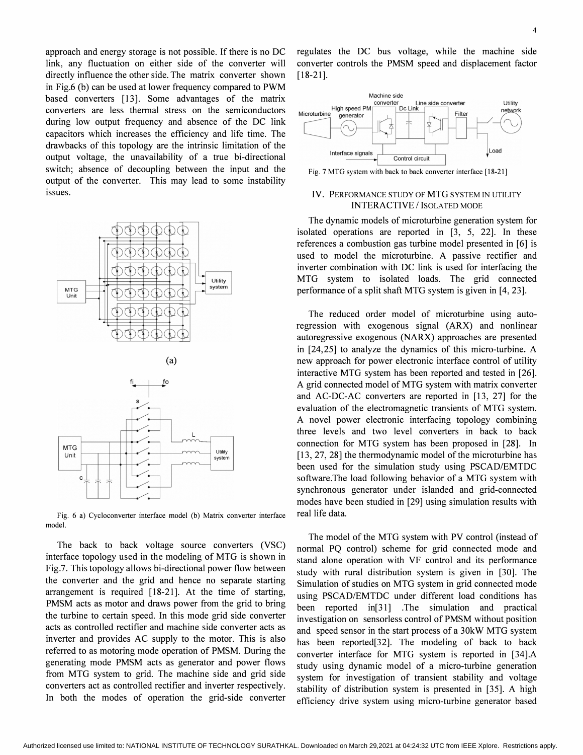approach and energy storage is not possible. If there is no DC link, any fluctuation on either side of the converter will directly influence the other side. The matrix converter shown in Fig.6 (b) can be used at lower frequency compared to PWM based converters [13]. Some advantages of the matrix converters are less thermal stress on the semiconductors during low output frequency and absence of the DC link capacitors which increases the efficiency and life time. The drawbacks of this topology are the intrinsic limitation of the output voltage, the unavailability of a true bi-directional switch; absence of decoupling between the input and the output of the converter. This may lead to some instability issues.

Fig. 6 a) Cycloconverter interface model (b) Matrix converter interface model.

The back to back voltage source converters (VSC) interface topology used in the modeling of MTG is shown in Fig.7. This topology allows bi-directional power flow between the converter and the grid and hence no separate starting arrangement is required [18-21]. At the time of starting, PMSM acts as motor and draws power from the grid to bring the turbine to certain speed. In this mode grid side converter acts as controlled rectifier and machine side converter acts as inverter and provides AC supply to the motor. This is also referred to as motoring mode operation of PMSM. During the generating mode PMSM acts as generator and power flows from MTG system to grid. The machine side and grid side converters act as controlled rectifier and inverter respectively. In both the modes of operation the grid-side converter regulates the DC bus voltage, while the machine side converter controls the PMSM speed and displacement factor [18-21].

Fig. 7 MTG system with back to back converter interface [18-21]

## IV. Performance Study of MTG System in Utility Interactive / Isolated Mode

The dynamic models of microturbine generation system for isolated operations are reported in [3, 5, 22]. In these references a combustion gas turbine model presented in [6] is used to model the microturbine. A passive rectifier and inverter combination with DC link is used for interfacing the MTG system to isolated loads. The grid connected performance of a split shaft MTG system is given in [4, 23].

The reduced order model of microturbine using auto-regression with exogenous signal (ARX) and nonlinear autoregressive exogenous (NARX) approaches are presented in [24,25] to analyze the dynamics of this micro-turbine. A new approach for power electronic interface control of utility interactive MTG system has been reported and tested in [26]. A grid connected model of MTG system with matrix converter and AC-DC-AC converters are reported in [13, 27] for the evaluation of the electromagnetic transients of MTG system. A novel power electronic interfacing topology combining three levels and two level converters in back to back connection for MTG system has been proposed in [28]. In [13, 27, 28] the thermodynamic model of the microturbine has been used for the simulation study using PSCAD/EMTDC software.The load following behavior of a MTG system with synchronous generator under islanded and grid-connected modes have been studied in [29] using simulation results with real life data.

The model of the MTG system with PV control (instead of normal PQ control) scheme for grid connected mode and stand alone operation with VF control and its performance study with rural distribution system is given in [30]. The Simulation of studies on MTG system in grid connected mode using PSCAD/EMTDC under different load conditions has been reported in[31] .The simulation and practical investigation on sensorless control of PMSM without position and speed sensor in the start process of a 30kW MTG system has been reported[32]. The modeling of back to back converter interface for MTG system is reported in [34].A study using dynamic model of a micro-turbine generation system for investigation of transient stability and voltage stability of distribution system is presented in [35]. A high efficiency drive system using micro-turbine generator based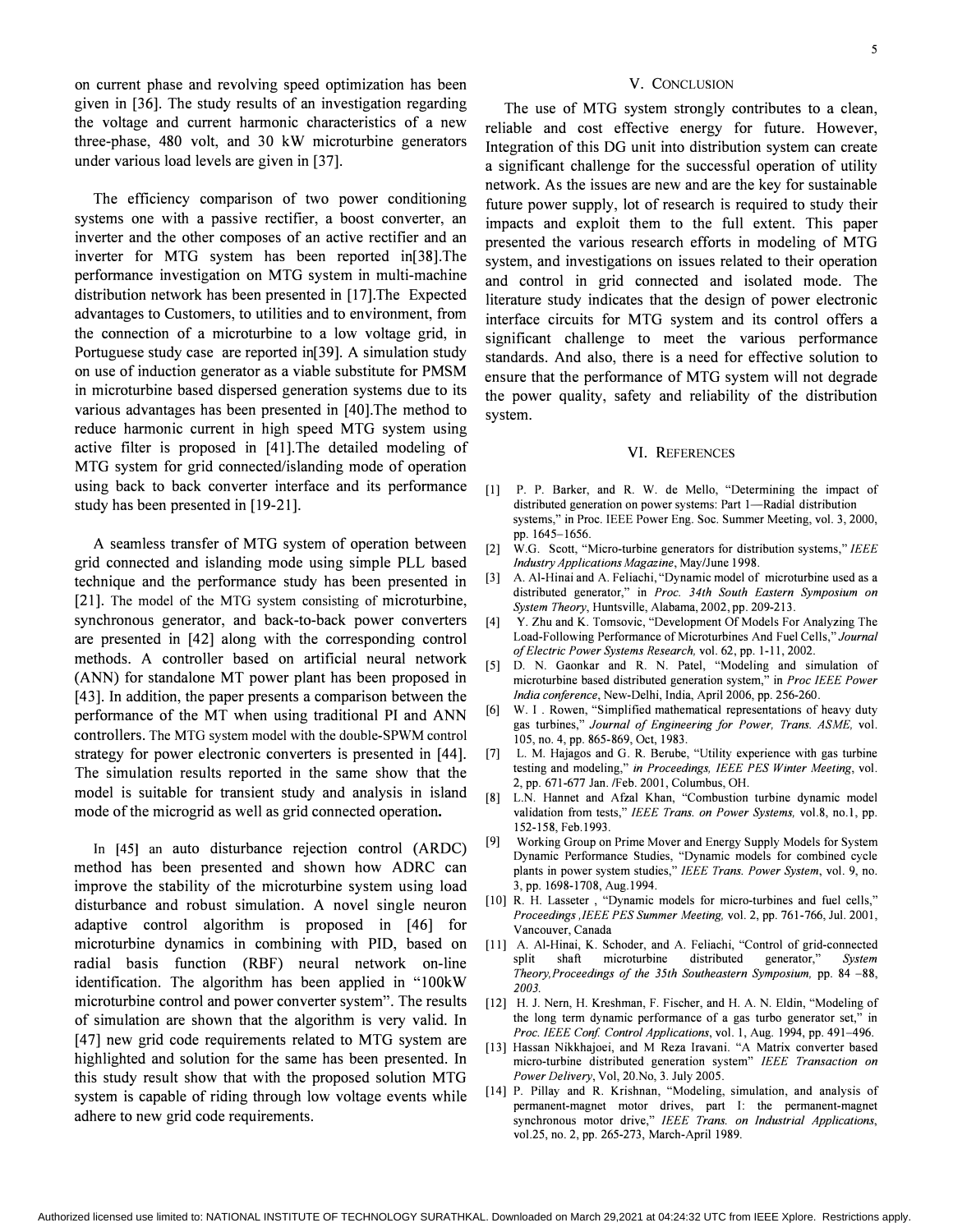on current phase and revolving speed optimization has been given in [36]. The study results of an investigation regarding the voltage and current harmonic characteristics of a new three-phase, 480 volt, and 30 kW microturbine generators under various load levels are given in [37].

The efficiency comparison of two power conditioning systems one with a passive rectifier, a boost converter, an inverter and the other composes of an active rectifier and an inverter for MTG system has been reported in[38].The performance investigation on MTG system in multi-machine distribution network has been presented in [17].The Expected advantages to Customers, to utilities and to environment, from the connection of a microturbine to a low voltage grid, in Portuguese study case are reported in[39]. A simulation study on use of induction generator as a viable substitute for PMSM in microturbine based dispersed generation systems due to its various advantages has been presented in [40].The method to reduce harmonic current in high speed MTG system using active filter is proposed in [41].The detailed modeling of MTG system for grid connected/islanding mode of operation using back to back converter interface and its performance study has been presented in [19-21].

A seamless transfer of MTG system of operation between grid connected and islanding mode using simple PLL based technique and the performance study has been presented in [21]. The model of the MTG system consisting of microturbine, synchronous generator, and back-to-back power converters are presented in [42] along with the corresponding control methods. A controller based on artificial neural network (ANN) for standalone MT power plant has been proposed in [43]. In addition, the paper presents a comparison between the performance of the MT when using traditional PI and ANN controllers. The MTG system model with the double-SPWM control strategy for power electronic converters is presented in [44]. The simulation results reported in the same show that the model is suitable for transient study and analysis in island mode of the microgrid as well as grid connected operation**.**

In [45] an auto disturbance rejection control (ARDC) method has been presented and shown how ADRC can improve the stability of the microturbine system using load disturbance and robust simulation. A novel single neuron adaptive control algorithm is proposed in [46] for microturbine dynamics in combining with PID, based on radial basis function (RBF) neural network on-line identification. The algorithm has been applied in "100kW microturbine control and power converter system". The results of simulation are shown that the algorithm is very valid. In [47] new grid code requirements related to MTG system are highlighted and solution for the same has been presented. In this study result show that with the proposed solution MTG system is capable of riding through low voltage events while adhere to new grid code requirements.

## V. Conclusion

The use of MTG system strongly contributes to a clean, reliable and cost effective energy for future. However, Integration of this DG unit into distribution system can create a significant challenge for the successful operation of utility network. As the issues are new and are the key for sustainable future power supply, lot of research is required to study their impacts and exploit them to the full extent. This paper presented the various research efforts in modeling of MTG system, and investigations on issues related to their operation and control in grid connected and isolated mode. The literature study indicates that the design of power electronic interface circuits for MTG system and its control offers a significant challenge to meet the various performance standards. And also, there is a need for effective solution to ensure that the performance of MTG system will not degrade the power quality, safety and reliability of the distribution system.

## VI. References

[1] P. P. Barker, and R. W. de Mello, "Determining the impact of distributed generation on power systems: Part 1—Radial distribution systems," in Proc. IEEE Power Eng. Soc. Summer Meeting, vol. 3, 2000, pp. 1645–1656.

[2] W.G. Scott, "Micro-turbine generators for distribution systems," *IEEE Industry Applications Magazine*, May/June 1998.

[3] A. Al-Hinai and A. Feliachi, "Dynamic model of microturbine used as a distributed generator," in *Proc. 34th South Eastern Symposium on System Theory*, Huntsville, Alabama, 2002, pp. 209-213.

[4] Y. Zhu and K. Tomsovic, "Development Of Models For Analyzing The Load-Following Performance of Microturbines And Fuel Cells," *Journal of Electric Power Systems Research,* vol. 62, pp. 1-11, 2002.

[5] D. N. Gaonkar and R. N. Patel, "Modeling and simulation of microturbine based distributed generation system," in *Proc IEEE Power India conference*, New-Delhi, India, April 2006, pp. 256-260.

[6] W. I . Rowen, "Simplified mathematical representations of heavy duty gas turbines," *Journal of Engineering for Power, Trans. ASME,* vol. 105, no. 4, pp. 865-869, Oct, 1983.

[7] L. M. Hajagos and G. R. Berube, "Utility experience with gas turbine testing and modeling," *in Proceedings, IEEE PES Winter Meeting*, vol. 2, pp. 671-677 Jan. /Feb. 2001, Columbus, OH.

[8] L.N. Hannet and Afzal Khan, "Combustion turbine dynamic model validation from tests," *IEEE Trans. on Power Systems,* vol.8, no.1, pp. 152-158, Feb.1993.

[9] Working Group on Prime Mover and Energy Supply Models for System Dynamic Performance Studies, "Dynamic models for combined cycle plants in power system studies," *IEEE Trans. Power System*, vol. 9, no. 3, pp. 1698-1708, Aug.1994.

[10] R. H. Lasseter , "Dynamic models for micro-turbines and fuel cells," *Proceedings ,IEEE PES Summer Meeting,* vol. 2, pp. 761-766, Jul. 2001, Vancouver, Canada

[11] A. Al-Hinai, K. Schoder, and A. Feliachi, "Control of grid-connected split shaft microturbine distributed generator," *System Theory,Proceedings of the 35th Southeastern Symposium,* pp. 84 –88, *2003.*

[12] H. J. Nern, H. Kreshman, F. Fischer, and H. A. N. Eldin, "Modeling of the long term dynamic performance of a gas turbo generator set," in *Proc. IEEE Conf. Control Applications*, vol. 1, Aug. 1994, pp. 491–496.

[13] Hassan Nikkhajoei, and M Reza Iravani. "A Matrix converter based micro-turbine distributed generation system" *IEEE Transaction on Power Delivery*, Vol, 20.No, 3. July 2005.

[14] P. Pillay and R. Krishnan, "Modeling, simulation, and analysis of permanent-magnet motor drives, part I: the permanent-magnet synchronous motor drive," *IEEE Trans. on Industrial Applications*, vol.25, no. 2, pp. 265-273, March-April 1989.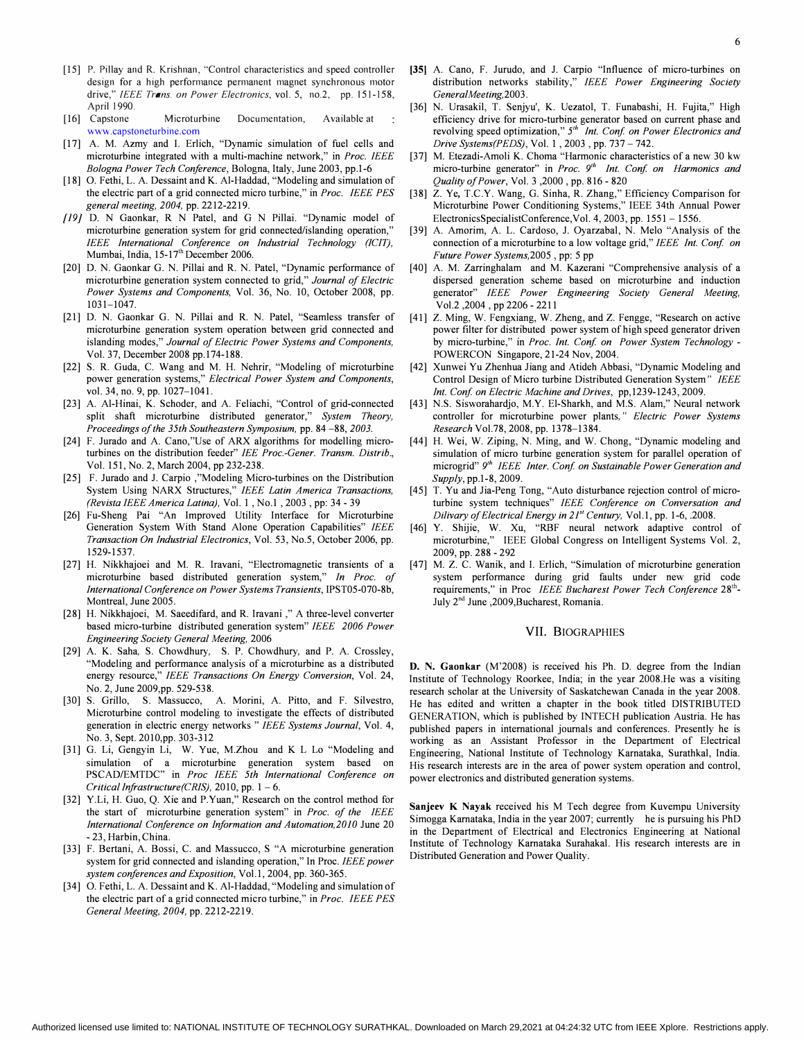[15] P. Pillay and R. Krishnan, "Control characteristics and speed controller design for a high performance permanent magnet synchronous motor drive," *IEEE Trans. on Power Electronics*, vol. 5, no.2, pp. 151-158, April 1990.

[16] Capstone Microturbine Documentation, Available at : www.capstoneturbine.com

[17] A. M. Azmy and I. Erlich, "Dynamic simulation of fuel cells and microturbine integrated with a multi-machine network," in *Proc. IEEE Bologna Power Tech Conference*, Bologna, Italy, June 2003, pp.1-6

[18] O. Fethi, L. A. Dessaint and K. Al-Haddad, "Modeling and simulation of the electric part of a grid connected micro turbine," in *Proc. IEEE PES general meeting, 2004,* pp. 2212-2219.

*[19]* D. N Gaonkar, R N Patel, and G N Pillai. "Dynamic model of microturbine generation system for grid connected/islanding operation," *IEEE International Conference on Industrial Technology (ICIT),* Mumbai, India, 15-17[th] December 2006.

[20] D. N. Gaonkar G. N. Pillai and R. N. Patel, "Dynamic performance of microturbine generation system connected to grid," *Journal of Electric Power Systems and Components,* Vol. 36, No. 10, October 2008, pp. 1031–1047.

[21] D. N. Gaonkar G. N. Pillai and R. N. Patel, "Seamless transfer of microturbine generation system operation between grid connected and islanding modes," *Journal of Electric Power Systems and Components,* Vol. 37, December 2008 pp.174-188.

[22] S. R. Guda, C. Wang and M. H. Nehrir, "Modeling of microturbine power generation systems," *Electrical Power System and Components*, vol. 34, no. 9, pp. 1027–1041.

[23] A. Al-Hinai, K. Schoder, and A. Feliachi, "Control of grid-connected split shaft microturbine distributed generator," *System Theory, Proceedings of the 35th Southeastern Symposium,* pp. 84 –88, *2003.*

[24] F. Jurado and A. Cano,"Use of ARX algorithms for modelling micro-turbines on the distribution feeder" *IEE Proc.-Gener. Transm. Distrib*., Vol. 151, No. 2, March 2004, pp 232-238.

[25] F. Jurado and J. Carpio ,"Modeling Micro-turbines on the Distribution System Using NARX Structures," *IEEE Latin America Transactions, (Revista IEEE America Latina),* Vol. 1 , No.1 , 2003 , pp: 34 - 39

[26] Fu-Sheng Pai "An Improved Utility Interface for Microturbine Generation System With Stand Alone Operation Capabilities" *IEEE Transaction On Industrial Electronics*, Vol. 53, No.5, October 2006, pp. 1529-1537.

[27] H. Nikkhajoei and M. R. Iravani, "Electromagnetic transients of a microturbine based distributed generation system," *In Proc. of International Conference on Power Systems Transients*, IPST05-070-8b, Montreal, June 2005.

[28] H. Nikkhajoei, M. Saeedifard, and R. Iravani ," A three-level converter based micro-turbine distributed generation system" *IEEE 2006 Power Engineering Society General Meeting,* 2006

[29] A. K. Saha, S. Chowdhury, S. P. Chowdhury, and P. A. Crossley, "Modeling and performance analysis of a microturbine as a distributed energy resource," *IEEE Transactions On Energy Conversion*, Vol. 24, No. 2, June 2009,pp. 529-538.

[30] S. Grillo, S. Massucco, A. Morini, A. Pitto, and F. Silvestro, Microturbine control modeling to investigate the effects of distributed generation in electric energy networks " *IEEE Systems Journal*, Vol. 4, No. 3, Sept. 2010,pp. 303-312

[31] G. Li, Gengyin Li, W. Yue, M.Zhou and K L Lo "Modeling and simulation of a microturbine generation system based on PSCAD/EMTDC" in *Proc IEEE 5th International Conference on Critical Infrastructure(CRIS),* 2010, pp. 1 – 6.

[32] Y.Li, H. Guo, Q. Xie and P.Yuan," Research on the control method for the start of microturbine generation system" in *Proc. of the IEEE International Conference on Information and Automation,2010* June 20 - 23, Harbin, China.

[33] F. Bertani, A. Bossi, C. and Massucco, S "A microturbine generation system for grid connected and islanding operation," In Proc. *IEEE power system conferences and Exposition*, Vol.1, 2004, pp. 360-365.

[34] O. Fethi, L. A. Dessaint and K. Al-Haddad, "Modeling and simulation of the electric part of a grid connected micro turbine," in *Proc. IEEE PES General Meeting, 2004,* pp. 2212-2219.

**[35]** A. Cano, F. Jurudo, and J. Carpio "Influence of micro-turbines on distribution networks stability," *IEEE Power Engineering Society GeneralMeeting,*2003.

[36] N. Urasakil, T. Senjyu', K. Uezatol, T. Funabashi, H. Fujita," High efficiency drive for micro-turbine generator based on current phase and revolving speed optimization," *5[th] Int. Conf. on Power Electronics and Drive Systems(PEDS)*, Vol. 1 , 2003 , pp. 737 – 742.

[37] M. Etezadi-Amoli K. Choma "Harmonic characteristics of a new 30 kw micro-turbine generator" in *Proc. 9[th] Int. Conf. on Harmonics and Quality of Power*, Vol. 3 ,2000 , pp. 816 - 820

[38] Z. Ye, T.C.Y. Wang, G. Sinha, R. Zhang," Efficiency Comparison for Microturbine Power Conditioning Systems," IEEE 34th Annual Power ElectronicsSpecialistConference,Vol. 4, 2003, pp. 1551 – 1556.

[39] A. Amorim, A. L. Cardoso, J. Oyarzabal, N. Melo "Analysis of the connection of a microturbine to a low voltage grid," *IEEE Int. Conf. on Future Power Systems,*2005 , pp: 5 pp

[40] A. M. Zarringhalam and M. Kazerani "Comprehensive analysis of a dispersed generation scheme based on microturbine and induction generator" *IEEE Power Engineering Society General Meeting,* Vol.2 ,2004 , pp 2206 - 2211

[41] Z. Ming, W. Fengxiang, W. Zheng, and Z. Fengge, "Research on active power filter for distributed power system of high speed generator driven by micro-turbine," in *Proc. Int. Conf. on Power System Technology* - POWERCON Singapore, 21-24 Nov, 2004.

[42] Xunwei Yu Zhenhua Jiang and Atideh Abbasi, "Dynamic Modeling and Control Design of Micro turbine Distributed Generation System*" IEEE Int. Conf. on Electric Machine and Drives*, pp,1239-1243, 2009.

[43] N.S. Sisworahardjo, M.Y. El-Sharkh, and M.S. Alam," Neural network controller for microturbine power plants,*" Electric Power Systems Research* Vol.78, 2008, pp. 1378–1384.

[44] H. Wei, W. Ziping, N. Ming, and W. Chong, "Dynamic modeling and simulation of micro turbine generation system for parallel operation of microgrid" *9[th] IEEE Inter. Conf. on Sustainable Power Generation and Supply*, pp.1-8, 2009.

[45] T. Yu and Jia-Peng Tong, "Auto disturbance rejection control of micro-turbine system techniques" *IEEE Conference on Conversation and Dilivary of Electrical Energy in 21[st] Century,* Vol.1, pp. 1-6, .2008.

[46] Y. Shijie, W. Y. Xu, "RBF neural network adaptive control of microturbine," IEEE Global Congress on Intelligent Systems Vol. 2, 2009, pp. 288 - 292

[47] M. Z. C. Wanik, and I. Erlich, "Simulation of microturbine generation system performance during grid faults under new grid code requirements," in Proc *IEEE Bucharest Power Tech Conference* 28[th]-July 2[nd] June ,2009,Bucharest, Romania.

## VII. Biographies

**D. N. Gaonkar** (M'2008) is received his Ph. D. degree from the Indian Institute of Technology Roorkee, India; in the year 2008.He was a visiting research scholar at the University of Saskatchewan Canada in the year 2008. He has edited and written a chapter in the book titled DISTRIBUTED GENERATION, which is published by INTECH publication Austria. He has published papers in international journals and conferences. Presently he is working as an Assistant Professor in the Department of Electrical Engineering, National Institute of Technology Karnataka, Surathkal, India. His research interests are in the area of power system operation and control, power electronics and distributed generation systems.

**Sanjeev K Nayak** received his M Tech degree from Kuvempu University Simogga Karnataka, India in the year 2007; currently he is pursuing his PhD in the Department of Electrical and Electronics Engineering at National Institute of Technology Karnataka Surahakal. His research interests are in Distributed Generation and Power Quality.